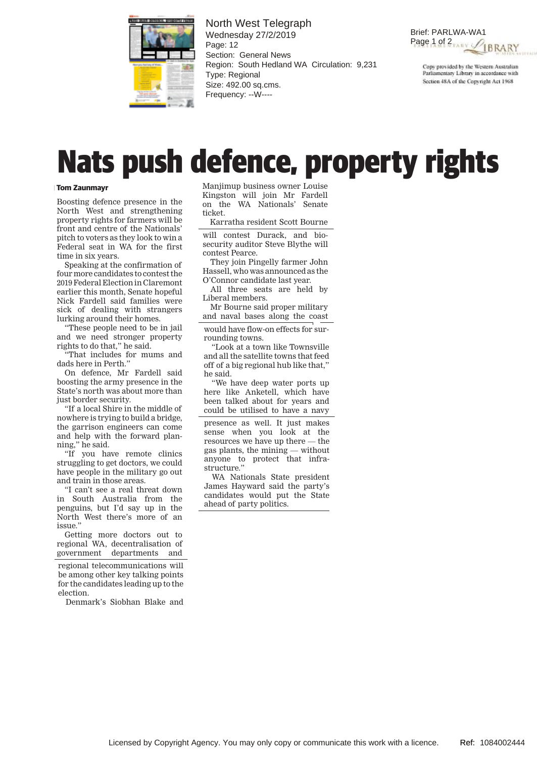# Nats push defence, property rights

**Tom Zaunmayr**

Boosting defence presence in the North West and strengthening property rights for farmers will be front and centre of the Nationals' pitch to voters as they look to win a Federal seat in WA for the first time in six years.

Speaking at the confirmation of four more candidates to contest the 2019 Federal Election in Claremont earlier this month, Senate hopeful Nick Fardell said families were sick of dealing with strangers lurking around their homes.

"These people need to be in jail and we need stronger property rights to do that," he said.

"That includes for mums and dads here in Perth."

On defence, Mr Fardell said boosting the army presence in the State's north was about more than just border security.

"If a local Shire in the middle of nowhere is trying to build a bridge, the garrison engineers can come and help with the forward planning," he said.

"If you have remote clinics struggling to get doctors, we could have people in the military go out and train in those areas.

"I can't see a real threat down in South Australia from the penguins, but I'd say up in the North West there's more of an issue."

Getting more doctors out to regional WA, decentralisation of government departments and regional telecommunications will be among other key talking points for the candidates leading up to the election.

Denmark's Siobhan Blake and Manjimup business owner Louise Kingston will join Mr Fardell on the WA Nationals' Senate ticket.

Karratha resident Scott Bourne will contest Durack, and biosecurity auditor Steve Blythe will contest Pearce.

They join Pingelly farmer John Hassell, who was announced as the O'Connor candidate last year.

All three seats are held by Liberal members.

Mr Bourne said proper military and naval bases along the coast would have flow-on effects for surrounding towns.

"Look at a town like Townsville and all the satellite towns that feed off of a big regional hub like that," he said.

"We have deep water ports up here like Anketell, which have been talked about for years and could be utilised to have a navy presence as well. It just makes sense when you look at the resources we have up there — the gas plants, the mining — without anyone to protect that infrastructure."

WA Nationals State president James Hayward said the party's candidates would put the State ahead of party politics.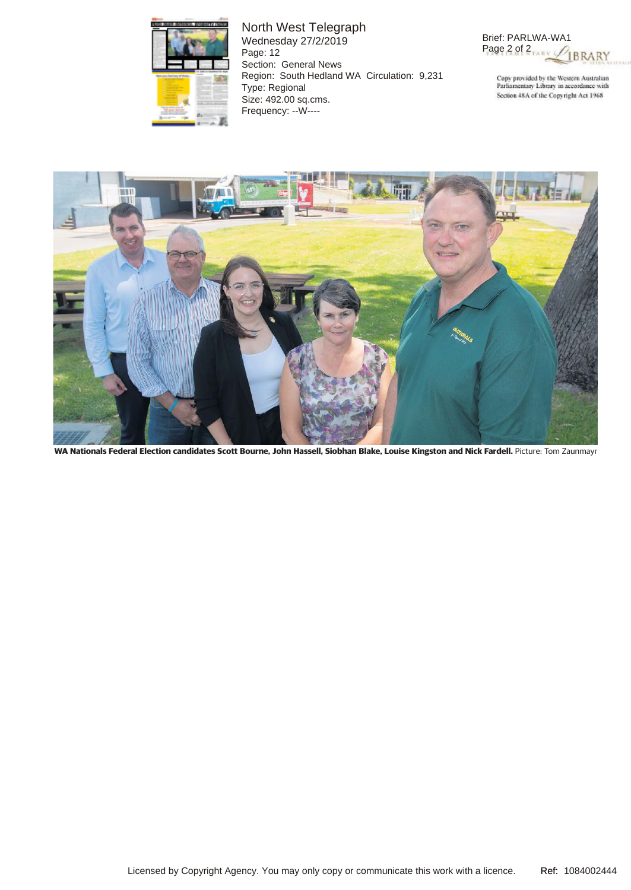North West Telegraph
Wednesday 27/2/2019
Page: 12
Section: General News
Region: South Hedland WA Circulation: 9,231
Type: Regional
Size: 492.00 sq.cms.
Frequency: --W----

Brief: PARLWA-WA1

Copy provided by the Western Australian Parliamentary Library in accordance with Section 48A of the Copyright Act 1968

**WA Nationals Federal Election candidates Scott Bourne, John Hassell, Siobhan Blake, Louise Kingston and Nick Fardell.** Picture: Tom Zaunmayr

Licensed by Copyright Agency. You may only copy or communicate this work with a licence. Ref: 1084002444